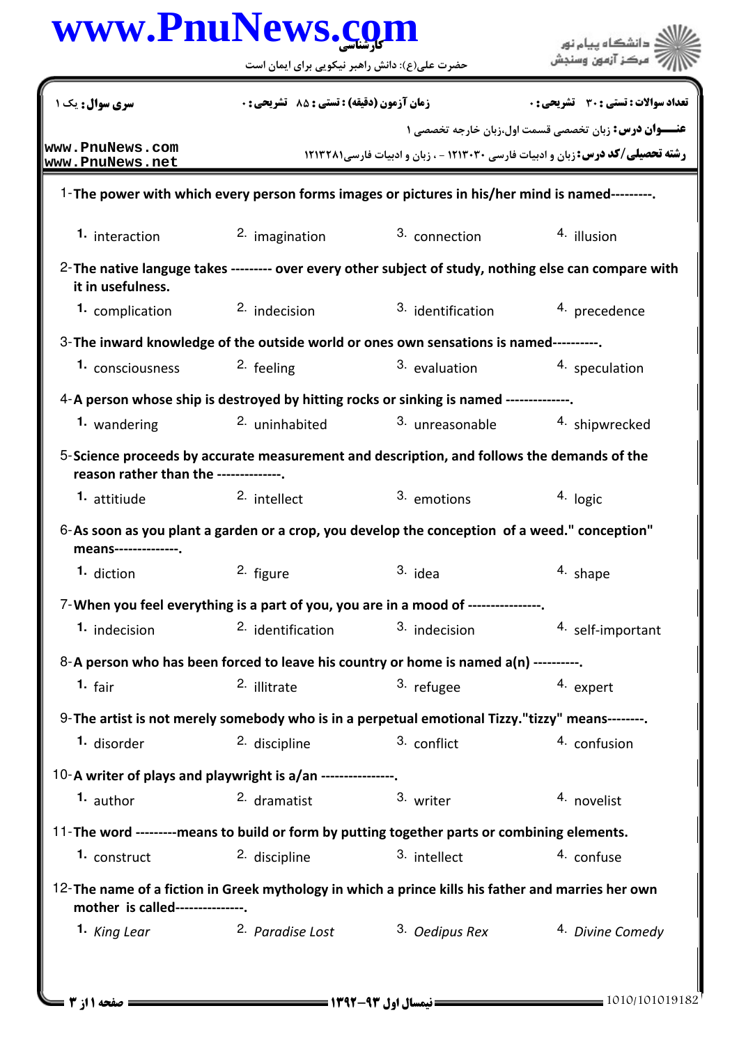www.PnuNews.com

کارشناسی

حضرت علی(ع): دانش راهبر نیکویی برای ایمان است

دانشگاه پیام نور
مرکز آزمون وسنجش

**سری سوال:** یک ۱ | **زمان آزمون (دقیقه) : تستی :** ۸۵ **تشریحی :** ۰ | **تعداد سوالات : تستی :** ۳۰ **تشریحی :** ۰

**عنـــوان درس:** زبان تخصصی قسمت اول،زبان خارجه تخصصی ۱

**رشته تحصیلی/کد درس:** زبان و ادبیات فارسی ۱۲۱۳۰۳۰ - ، زبان و ادبیات فارسی۱۲۱۳۲۸۱

www.PnuNews.com
www.PnuNews.net

1-**The power with which every person forms images or pictures in his/her mind is named---------.**

1. interaction
2. imagination
3. connection
4. illusion

2-**The native languge takes --------- over every other subject of study, nothing else can compare with it in usefulness.**

1. complication
2. indecision
3. identification
4. precedence

3-**The inward knowledge of the outside world or ones own sensations is named----------.**

1. consciousness
2. feeling
3. evaluation
4. speculation

4-**A person whose ship is destroyed by hitting rocks or sinking is named --------------.**

1. wandering
2. uninhabited
3. unreasonable
4. shipwrecked

5-**Science proceeds by accurate measurement and description, and follows the demands of the reason rather than the --------------.**

1. attitiude
2. intellect
3. emotions
4. logic

6-**As soon as you plant a garden or a crop, you develop the conception of a weed." conception" means--------------.**

1. diction
2. figure
3. idea
4. shape

7-**When you feel everything is a part of you, you are in a mood of ----------------.**

1. indecision
2. identification
3. indecision
4. self-important

8-**A person who has been forced to leave his country or home is named a(n) ----------.**

1. fair
2. illitrate
3. refugee
4. expert

9-**The artist is not merely somebody who is in a perpetual emotional Tizzy."tizzy" means--------.**

1. disorder
2. discipline
3. conflict
4. confusion

10-**A writer of plays and playwright is a/an ----------------.**

1. author
2. dramatist
3. writer
4. novelist

11-**The word ---------means to build or form by putting together parts or combining elements.**

1. construct
2. discipline
3. intellect
4. confuse

12-**The name of a fiction in Greek mythology in which a prince kills his father and marries her own mother is called---------------.**

1. *King Lear*
2. *Paradise Lost*
3. *Oedipus Rex*
4. *Divine Comedy*

نیمسال اول ۹۳-۱۳۹۲

1010/101019182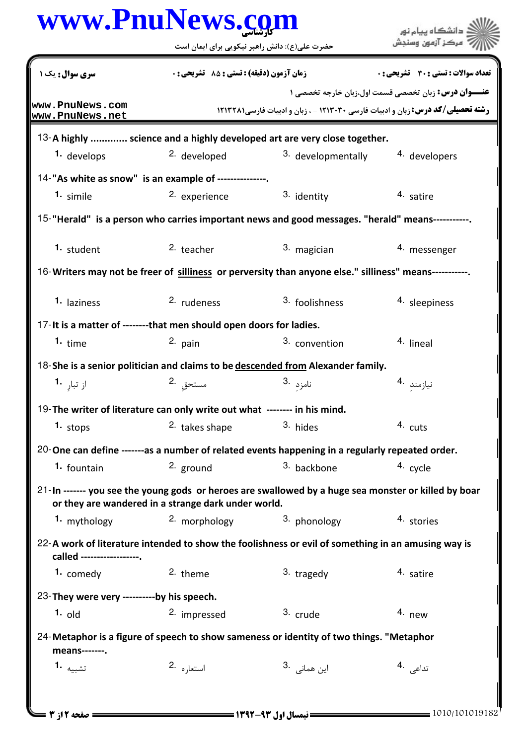**سری سوال:** یک ۱

**زمان آزمون (دقیقه) : تستی : ۸۵ تشریحی : ۰**

**تعداد سوالات : تستی : ۳۰ تشریحی : ۰**

**عنـــوان درس:** زبان تخصصی قسمت اول،زبان خارجه تخصصی ۱

**رشته تحصیلی/کد درس:** زبان و ادبیات فارسی ۱۲۱۳۰۳۰ - ، زبان و ادبیات فارسی۱۲۱۳۲۸۱

13-A highly ............ science and a highly developed art are very close together.

1. develops
2. developed
3. developmentally
4. developers

14-"As white as snow" is an example of ---------------.

1. simile
2. experience
3. identity
4. satire

15-"Herald" is a person who carries important news and good messages. "herald" means-----------.

1. student
2. teacher
3. magician
4. messenger

16-Writers may not be freer of silliness or perversity than anyone else." silliness" means-----------.

1. laziness
2. rudeness
3. foolishness
4. sleepiness

17-It is a matter of --------that men should open doors for ladies.

1. time
2. pain
3. convention
4. lineal

18-She is a senior politician and claims to be descended from Alexander family.

1. از تبارِ
2. مستحقِ
3. نامزدِ
4. نیازمندِ

19-The writer of literature can only write out what -------- in his mind.

1. stops
2. takes shape
3. hides
4. cuts

20-One can define -------as a number of related events happening in a regularly repeated order.

1. fountain
2. ground
3. backbone
4. cycle

21-In ------- you see the young gods or heroes are swallowed by a huge sea monster or killed by boar or they are wandered in a strange dark under world.

1. mythology
2. morphology
3. phonology
4. stories

22-A work of literature intended to show the foolishness or evil of something in an amusing way is called ------------------.

1. comedy
2. theme
3. tragedy
4. satire

23-They were very ----------by his speech.

1. old
2. impressed
3. crude
4. new

24-Metaphor is a figure of speech to show sameness or identity of two things. "Metaphor means-------.

1. تشبیه
2. استعاره
3. این همانی
4. تداعی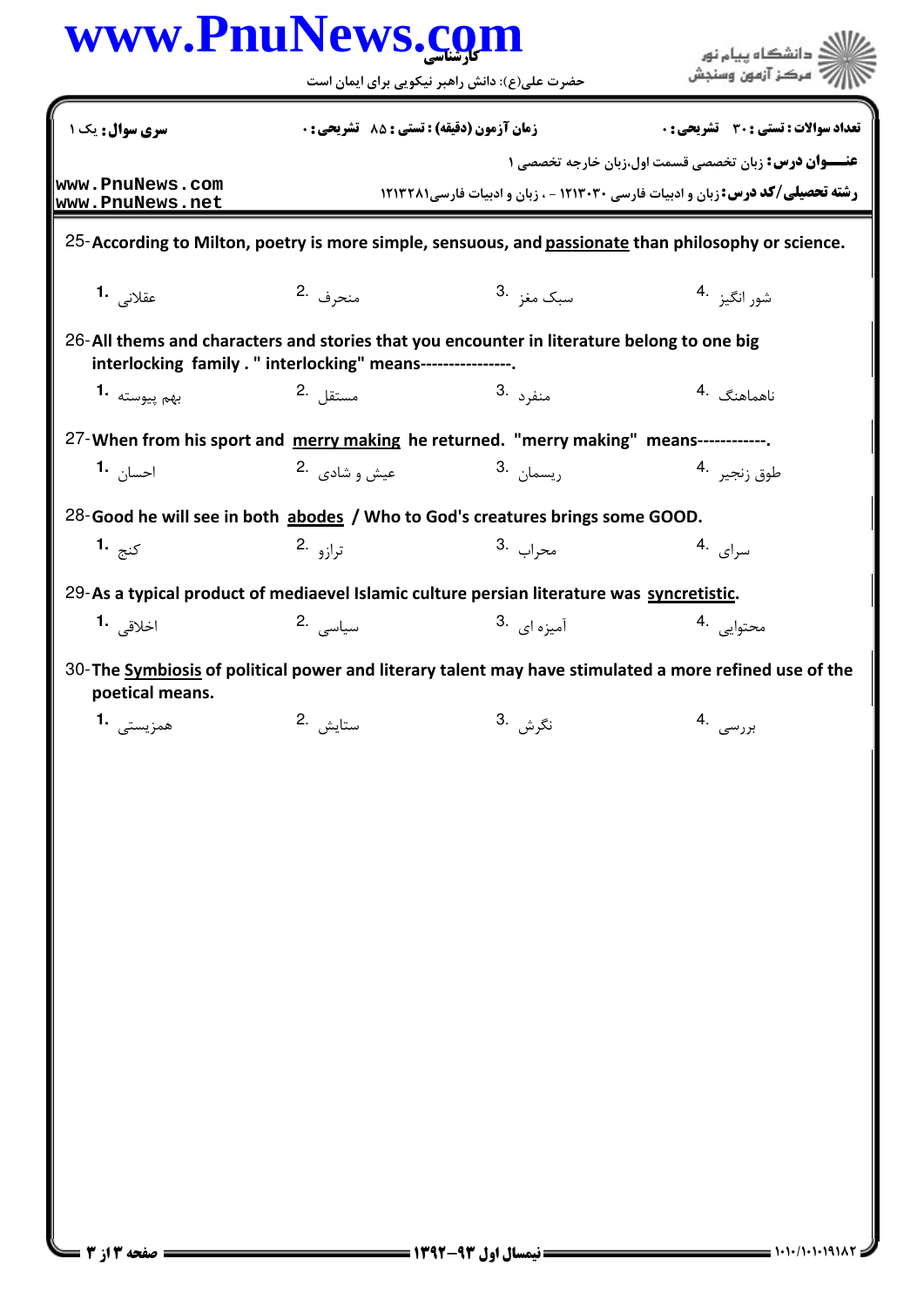25-According to Milton, poetry is more simple, sensuous, and passionate than philosophy or science.

1. عقلانی
2. منحرف
3. سبک مغز
4. شور انگیز

26-All thems and characters and stories that you encounter in literature belong to one big interlocking family . " interlocking" means----------------.

1. بهم پیوسته
2. مستقل
3. منفرد
4. ناهماهنگ

27-When from his sport and merry making he returned. "merry making" means------------.

1. احسان
2. عیش و شادی
3. ریسمان
4. طوق زنجیر

28-Good he will see in both abodes / Who to God's creatures brings some GOOD.

1. کنج
2. ترازو
3. محراب
4. سرای

29-As a typical product of mediaevel Islamic culture persian literature was syncretistic.

1. اخلاقی
2. سیاسی
3. آمیزه ای
4. محتوایی

30-The Symbiosis of political power and literary talent may have stimulated a more refined use of the poetical means.

1. همزیستی
2. ستایش
3. نگرش
4. بررسی